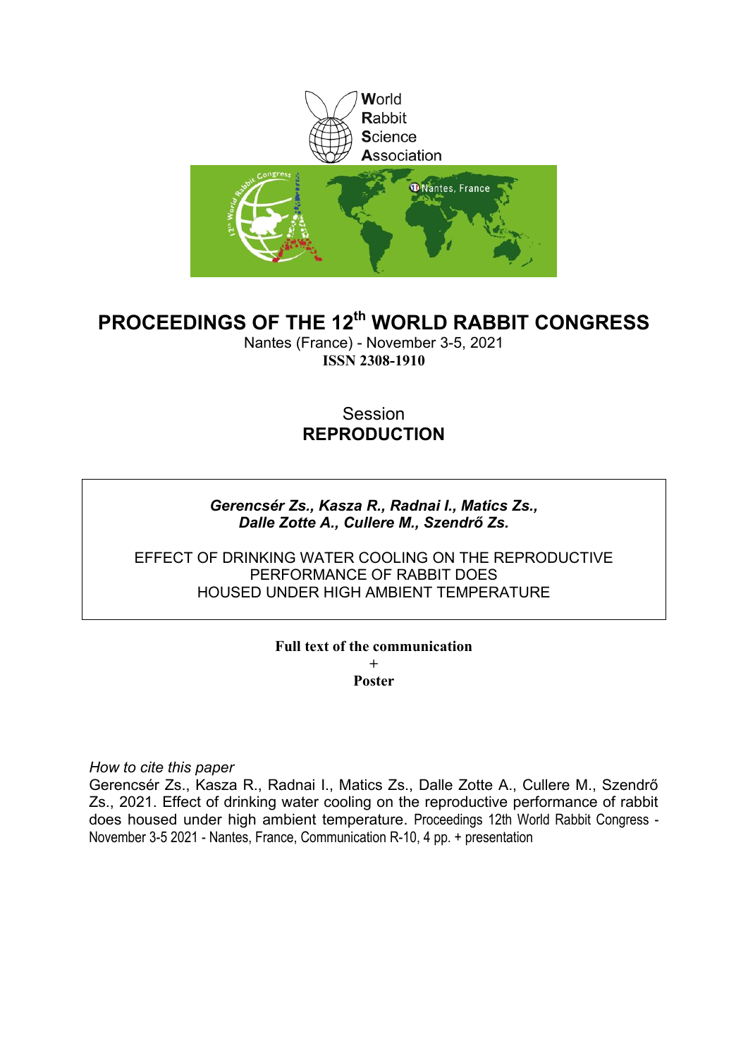World
Rabbit
Science
Association

# PROCEEDINGS OF THE 12th WORLD RABBIT CONGRESS

Nantes (France) - November 3-5, 2021

**ISSN 2308-1910**

Session

**REPRODUCTION**

***Gerencsér Zs., Kasza R., Radnai I., Matics Zs., Dalle Zotte A., Cullere M., Szendrő Zs.***

EFFECT OF DRINKING WATER COOLING ON THE REPRODUCTIVE PERFORMANCE OF RABBIT DOES HOUSED UNDER HIGH AMBIENT TEMPERATURE

**Full text of the communication**
**+**
**Poster**

*How to cite this paper*

Gerencsér Zs., Kasza R., Radnai I., Matics Zs., Dalle Zotte A., Cullere M., Szendrő Zs., 2021. Effect of drinking water cooling on the reproductive performance of rabbit does housed under high ambient temperature. Proceedings 12th World Rabbit Congress - November 3-5 2021 - Nantes, France, Communication R-10, 4 pp. + presentation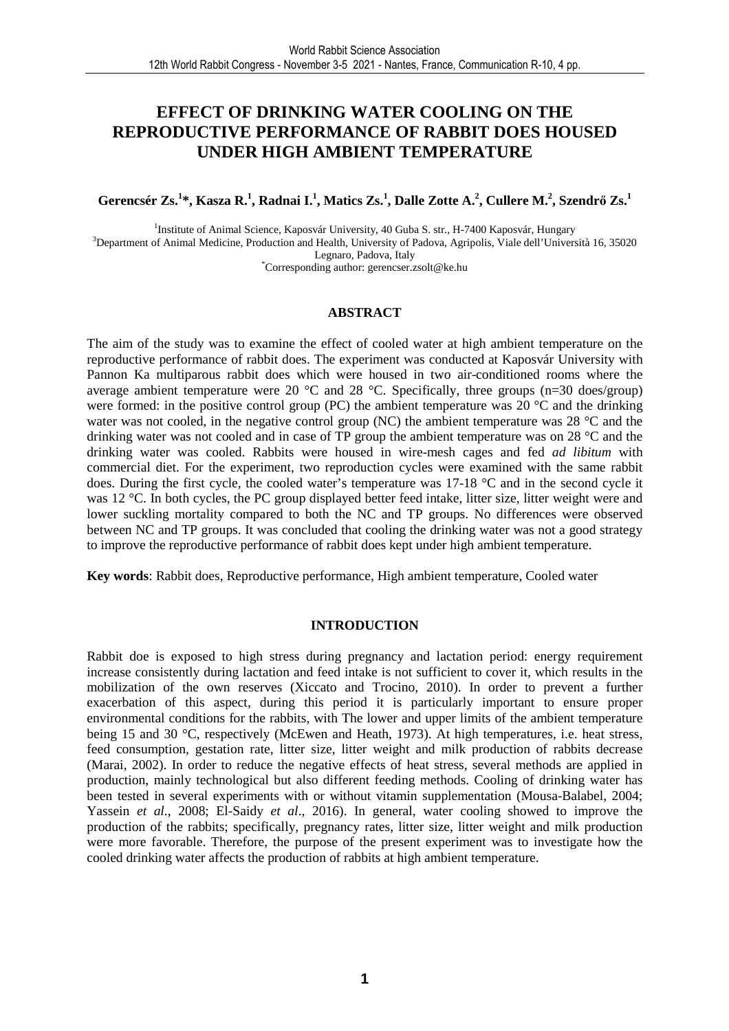# EFFECT OF DRINKING WATER COOLING ON THE REPRODUCTIVE PERFORMANCE OF RABBIT DOES HOUSED UNDER HIGH AMBIENT TEMPERATURE

**Gerencsér Zs.[1]*, Kasza R.[1], Radnai I.[1], Matics Zs.[1], Dalle Zotte A.[2], Cullere M.[2], Szendrő Zs.[1]**

[1]Institute of Animal Science, Kaposvár University, 40 Guba S. str., H-7400 Kaposvár, Hungary
[3]Department of Animal Medicine, Production and Health, University of Padova, Agripolis, Viale dell'Università 16, 35020 Legnaro, Padova, Italy
*Corresponding author: gerencser.zsolt@ke.hu

## ABSTRACT

The aim of the study was to examine the effect of cooled water at high ambient temperature on the reproductive performance of rabbit does. The experiment was conducted at Kaposvár University with Pannon Ka multiparous rabbit does which were housed in two air-conditioned rooms where the average ambient temperature were 20 °C and 28 °C. Specifically, three groups (n=30 does/group) were formed: in the positive control group (PC) the ambient temperature was 20 °C and the drinking water was not cooled, in the negative control group (NC) the ambient temperature was 28 °C and the drinking water was not cooled and in case of TP group the ambient temperature was on 28 °C and the drinking water was cooled. Rabbits were housed in wire-mesh cages and fed *ad libitum* with commercial diet. For the experiment, two reproduction cycles were examined with the same rabbit does. During the first cycle, the cooled water's temperature was 17-18 °C and in the second cycle it was 12 °C. In both cycles, the PC group displayed better feed intake, litter size, litter weight were and lower suckling mortality compared to both the NC and TP groups. No differences were observed between NC and TP groups. It was concluded that cooling the drinking water was not a good strategy to improve the reproductive performance of rabbit does kept under high ambient temperature.

**Key words**: Rabbit does, Reproductive performance, High ambient temperature, Cooled water

## INTRODUCTION

Rabbit doe is exposed to high stress during pregnancy and lactation period: energy requirement increase consistently during lactation and feed intake is not sufficient to cover it, which results in the mobilization of the own reserves (Xiccato and Trocino, 2010). In order to prevent a further exacerbation of this aspect, during this period it is particularly important to ensure proper environmental conditions for the rabbits, with The lower and upper limits of the ambient temperature being 15 and 30 °C, respectively (McEwen and Heath, 1973). At high temperatures, i.e. heat stress, feed consumption, gestation rate, litter size, litter weight and milk production of rabbits decrease (Marai, 2002). In order to reduce the negative effects of heat stress, several methods are applied in production, mainly technological but also different feeding methods. Cooling of drinking water has been tested in several experiments with or without vitamin supplementation (Mousa-Balabel, 2004; Yassein *et al*., 2008; El-Saidy *et al*., 2016). In general, water cooling showed to improve the production of the rabbits; specifically, pregnancy rates, litter size, litter weight and milk production were more favorable. Therefore, the purpose of the present experiment was to investigate how the cooled drinking water affects the production of rabbits at high ambient temperature.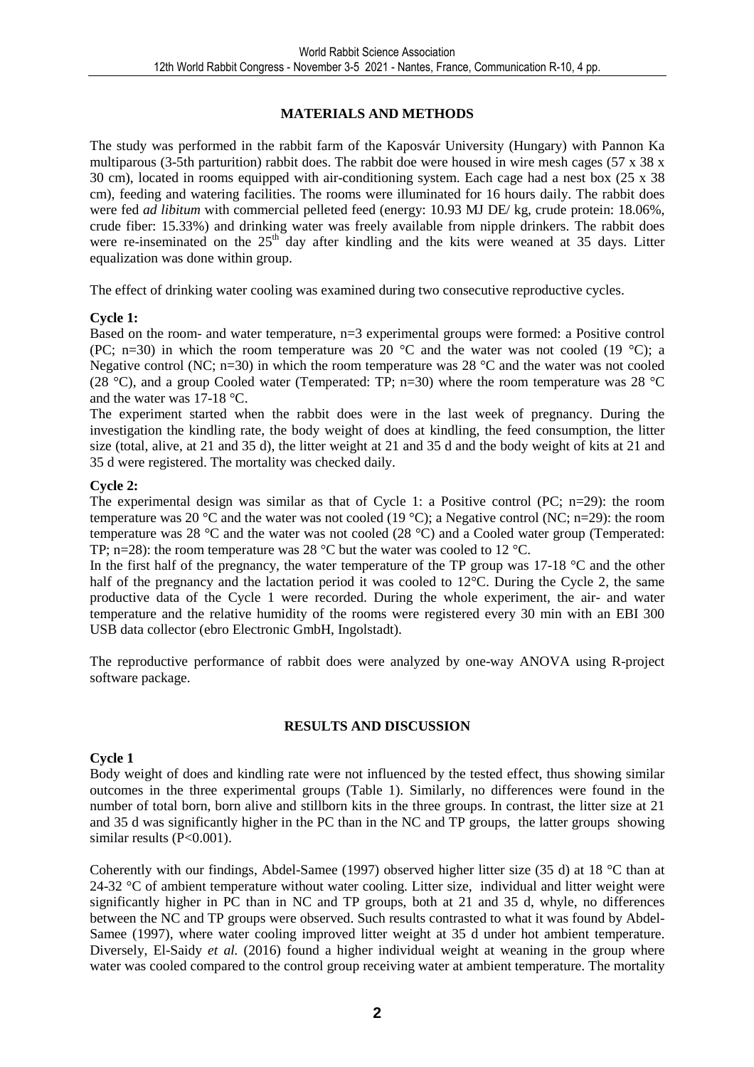## MATERIALS AND METHODS

The study was performed in the rabbit farm of the Kaposvár University (Hungary) with Pannon Ka multiparous (3-5th parturition) rabbit does. The rabbit doe were housed in wire mesh cages (57 x 38 x 30 cm), located in rooms equipped with air-conditioning system. Each cage had a nest box (25 x 38 cm), feeding and watering facilities. The rooms were illuminated for 16 hours daily. The rabbit does were fed *ad libitum* with commercial pelleted feed (energy: 10.93 MJ DE/ kg, crude protein: 18.06%, crude fiber: 15.33%) and drinking water was freely available from nipple drinkers. The rabbit does were re-inseminated on the 25th day after kindling and the kits were weaned at 35 days. Litter equalization was done within group.

The effect of drinking water cooling was examined during two consecutive reproductive cycles.

**Cycle 1:**

Based on the room- and water temperature, n=3 experimental groups were formed: a Positive control (PC; n=30) in which the room temperature was 20 °C and the water was not cooled (19 °C); a Negative control (NC; n=30) in which the room temperature was 28 °C and the water was not cooled (28 °C), and a group Cooled water (Temperated: TP; n=30) where the room temperature was 28 °C and the water was 17-18 °C.

The experiment started when the rabbit does were in the last week of pregnancy. During the investigation the kindling rate, the body weight of does at kindling, the feed consumption, the litter size (total, alive, at 21 and 35 d), the litter weight at 21 and 35 d and the body weight of kits at 21 and 35 d were registered. The mortality was checked daily.

**Cycle 2:**

The experimental design was similar as that of Cycle 1: a Positive control (PC; n=29): the room temperature was 20 °C and the water was not cooled (19 °C); a Negative control (NC; n=29): the room temperature was 28 °C and the water was not cooled (28 °C) and a Cooled water group (Temperated: TP; n=28): the room temperature was 28 °C but the water was cooled to 12 °C.

In the first half of the pregnancy, the water temperature of the TP group was 17-18 °C and the other half of the pregnancy and the lactation period it was cooled to 12°C. During the Cycle 2, the same productive data of the Cycle 1 were recorded. During the whole experiment, the air- and water temperature and the relative humidity of the rooms were registered every 30 min with an EBI 300 USB data collector (ebro Electronic GmbH, Ingolstadt).

The reproductive performance of rabbit does were analyzed by one-way ANOVA using R-project software package.

## RESULTS AND DISCUSSION

**Cycle 1**

Body weight of does and kindling rate were not influenced by the tested effect, thus showing similar outcomes in the three experimental groups (Table 1). Similarly, no differences were found in the number of total born, born alive and stillborn kits in the three groups. In contrast, the litter size at 21 and 35 d was significantly higher in the PC than in the NC and TP groups, the latter groups showing similar results ($P<0.001$).

Coherently with our findings, Abdel-Samee (1997) observed higher litter size (35 d) at 18 °C than at 24-32 °C of ambient temperature without water cooling. Litter size, individual and litter weight were significantly higher in PC than in NC and TP groups, both at 21 and 35 d, whyle, no differences between the NC and TP groups were observed. Such results contrasted to what it was found by Abdel-Samee (1997), where water cooling improved litter weight at 35 d under hot ambient temperature. Diversely, El-Saidy *et al.* (2016) found a higher individual weight at weaning in the group where water was cooled compared to the control group receiving water at ambient temperature. The mortality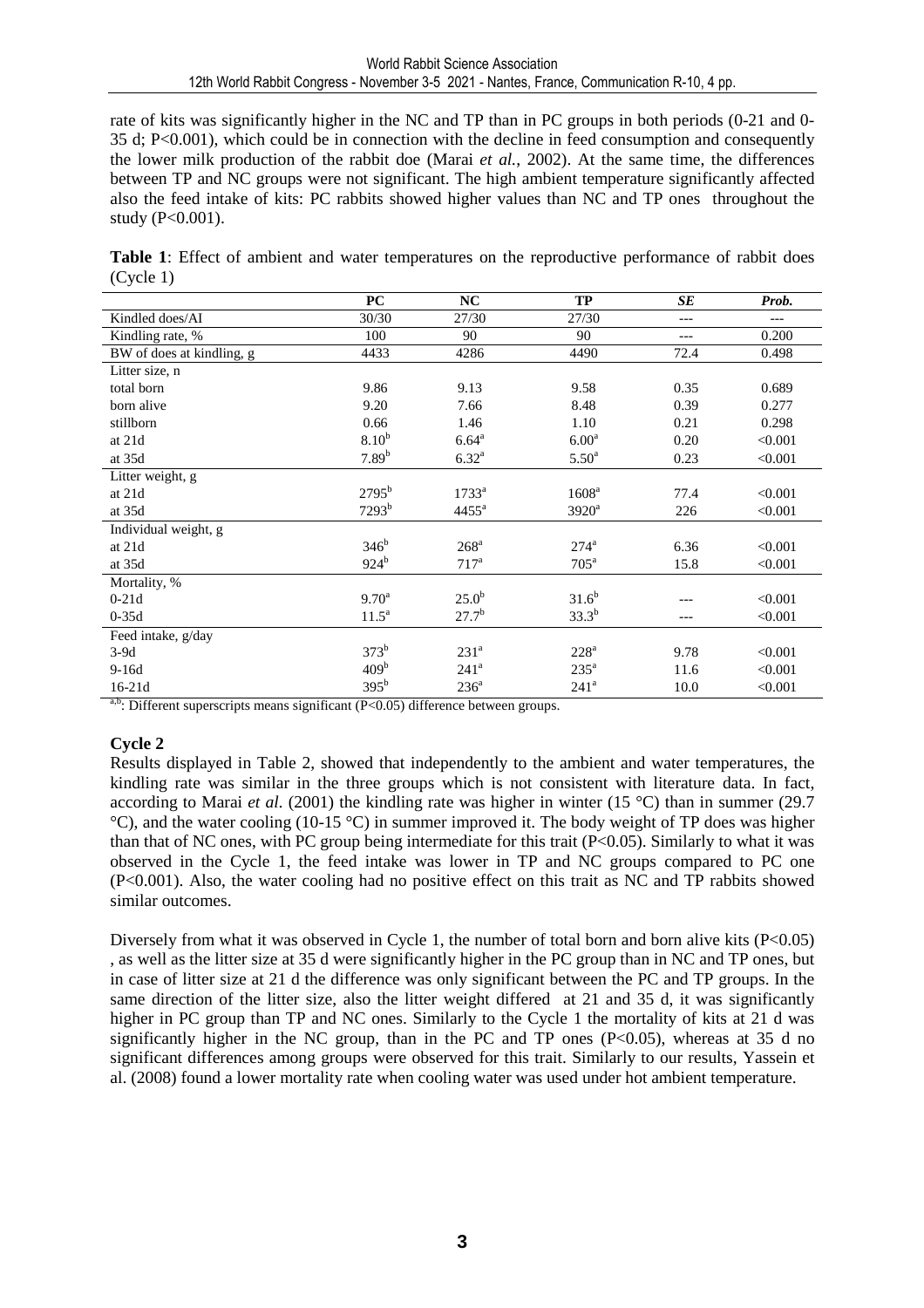rate of kits was significantly higher in the NC and TP than in PC groups in both periods (0-21 and 0-35 d; P<0.001), which could be in connection with the decline in feed consumption and consequently the lower milk production of the rabbit doe (Marai *et al.*, 2002). At the same time, the differences between TP and NC groups were not significant. The high ambient temperature significantly affected also the feed intake of kits: PC rabbits showed higher values than NC and TP ones throughout the study (P<0.001).

**Table 1**: Effect of ambient and water temperatures on the reproductive performance of rabbit does (Cycle 1)

| | **PC** | **NC** | **TP** | ***SE*** | ***Prob.*** |
|---|---|---|---|---|---|
| Kindled does/AI | 30/30 | 27/30 | 27/30 | --- | --- |
| Kindling rate, % | 100 | 90 | 90 | --- | 0.200 |
| BW of does at kindling, g | 4433 | 4286 | 4490 | 72.4 | 0.498 |
| Litter size, n | | | | | |
| total born | 9.86 | 9.13 | 9.58 | 0.35 | 0.689 |
| born alive | 9.20 | 7.66 | 8.48 | 0.39 | 0.277 |
| stillborn | 0.66 | 1.46 | 1.10 | 0.21 | 0.298 |
| at 21d | 8.10[b] | 6.64[a] | 6.00[a] | 0.20 | <0.001 |
| at 35d | 7.89[b] | 6.32[a] | 5.50[a] | 0.23 | <0.001 |
| Litter weight, g | | | | | |
| at 21d | 2795[b] | 1733[a] | 1608[a] | 77.4 | <0.001 |
| at 35d | 7293[b] | 4455[a] | 3920[a] | 226 | <0.001 |
| Individual weight, g | | | | | |
| at 21d | 346[b] | 268[a] | 274[a] | 6.36 | <0.001 |
| at 35d | 924[b] | 717[a] | 705[a] | 15.8 | <0.001 |
| Mortality, % | | | | | |
| 0-21d | 9.70[a] | 25.0[b] | 31.6[b] | --- | <0.001 |
| 0-35d | 11.5[a] | 27.7[b] | 33.3[b] | --- | <0.001 |
| Feed intake, g/day | | | | | |
| 3-9d | 373[b] | 231[a] | 228[a] | 9.78 | <0.001 |
| 9-16d | 409[b] | 241[a] | 235[a] | 11.6 | <0.001 |
| 16-21d | 395[b] | 236[a] | 241[a] | 10.0 | <0.001 |

[a,b]: Different superscripts means significant (P<0.05) difference between groups.

### Cycle 2

Results displayed in Table 2, showed that independently to the ambient and water temperatures, the kindling rate was similar in the three groups which is not consistent with literature data. In fact, according to Marai *et al.* (2001) the kindling rate was higher in winter (15 °C) than in summer (29.7 °C), and the water cooling (10-15 °C) in summer improved it. The body weight of TP does was higher than that of NC ones, with PC group being intermediate for this trait (P<0.05). Similarly to what it was observed in the Cycle 1, the feed intake was lower in TP and NC groups compared to PC one (P<0.001). Also, the water cooling had no positive effect on this trait as NC and TP rabbits showed similar outcomes.

Diversely from what it was observed in Cycle 1, the number of total born and born alive kits (P<0.05) , as well as the litter size at 35 d were significantly higher in the PC group than in NC and TP ones, but in case of litter size at 21 d the difference was only significant between the PC and TP groups. In the same direction of the litter size, also the litter weight differed at 21 and 35 d, it was significantly higher in PC group than TP and NC ones. Similarly to the Cycle 1 the mortality of kits at 21 d was significantly higher in the NC group, than in the PC and TP ones (P<0.05), whereas at 35 d no significant differences among groups were observed for this trait. Similarly to our results, Yassein et al. (2008) found a lower mortality rate when cooling water was used under hot ambient temperature.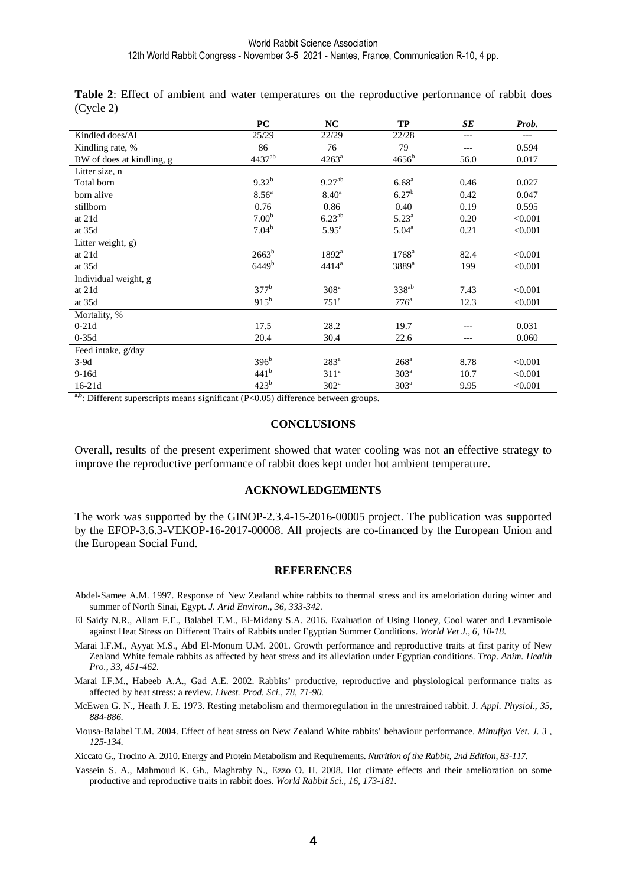**Table 2**: Effect of ambient and water temperatures on the reproductive performance of rabbit does (Cycle 2)

| | PC | NC | TP | *SE* | *Prob.* |
|---|---|---|---|---|---|
| Kindled does/AI | 25/29 | 22/29 | 22/28 | --- | --- |
| Kindling rate, % | 86 | 76 | 79 | --- | 0.594 |
| BW of does at kindling, g | 4437[ab] | 4263[a] | 4656[b] | 56.0 | 0.017 |
| Litter size, n | | | | | |
| Total born | 9.32[b] | 9.27[ab] | 6.68[a] | 0.46 | 0.027 |
| born alive | 8.56[a] | 8.40[a] | 6.27[b] | 0.42 | 0.047 |
| stillborn | 0.76 | 0.86 | 0.40 | 0.19 | 0.595 |
| at 21d | 7.00[b] | 6.23[ab] | 5.23[a] | 0.20 | <0.001 |
| at 35d | 7.04[b] | 5.95[a] | 5.04[a] | 0.21 | <0.001 |
| Litter weight, g) | | | | | |
| at 21d | 2663[b] | 1892[a] | 1768[a] | 82.4 | <0.001 |
| at 35d | 6449[b] | 4414[a] | 3889[a] | 199 | <0.001 |
| Individual weight, g | | | | | |
| at 21d | 377[b] | 308[a] | 338[ab] | 7.43 | <0.001 |
| at 35d | 915[b] | 751[a] | 776[a] | 12.3 | <0.001 |
| Mortality, % | | | | | |
| 0-21d | 17.5 | 28.2 | 19.7 | --- | 0.031 |
| 0-35d | 20.4 | 30.4 | 22.6 | --- | 0.060 |
| Feed intake, g/day | | | | | |
| 3-9d | 396[b] | 283[a] | 268[a] | 8.78 | <0.001 |
| 9-16d | 441[b] | 311[a] | 303[a] | 10.7 | <0.001 |
| 16-21d | 423[b] | 302[a] | 303[a] | 9.95 | <0.001 |

[a,b]: Different superscripts means significant ($P<0.05$) difference between groups.

## CONCLUSIONS

Overall, results of the present experiment showed that water cooling was not an effective strategy to improve the reproductive performance of rabbit does kept under hot ambient temperature.

## ACKNOWLEDGEMENTS

The work was supported by the GINOP-2.3.4-15-2016-00005 project. The publication was supported by the EFOP-3.6.3-VEKOP-16-2017-00008. All projects are co-financed by the European Union and the European Social Fund.

## REFERENCES

Abdel-Samee A.M. 1997. Response of New Zealand white rabbits to thermal stress and its ameloriation during winter and summer of North Sinai, Egypt. *J. Arid Environ., 36, 333-342.*

El Saidy N.R., Allam F.E., Balabel T.M., El-Midany S.A. 2016. Evaluation of Using Honey, Cool water and Levamisole against Heat Stress on Different Traits of Rabbits under Egyptian Summer Conditions. *World Vet J., 6, 10-18.*

Marai I.F.M., Ayyat M.S., Abd El-Monum U.M. 2001. Growth performance and reproductive traits at first parity of New Zealand White female rabbits as affected by heat stress and its alleviation under Egyptian conditions. *Trop. Anim. Health Pro., 33, 451-462.*

Marai I.F.M., Habeeb A.A., Gad A.E. 2002. Rabbits' productive, reproductive and physiological performance traits as affected by heat stress: a review. *Livest. Prod. Sci., 78, 71-90.*

McEwen G. N., Heath J. E. 1973. Resting metabolism and thermoregulation in the unrestrained rabbit. J. *Appl. Physiol., 35, 884-886.*

Mousa-Balabel T.M. 2004. Effect of heat stress on New Zealand White rabbits' behaviour performance. *Minufiya Vet. J. 3 , 125-134.*

Xiccato G., Trocino A. 2010. Energy and Protein Metabolism and Requirements. *Nutrition of the Rabbit, 2nd Edition, 83-117.*

Yassein S. A., Mahmoud K. Gh., Maghraby N., Ezzo O. H. 2008. Hot climate effects and their amelioration on some productive and reproductive traits in rabbit does. *World Rabbit Sci., 16, 173-181.*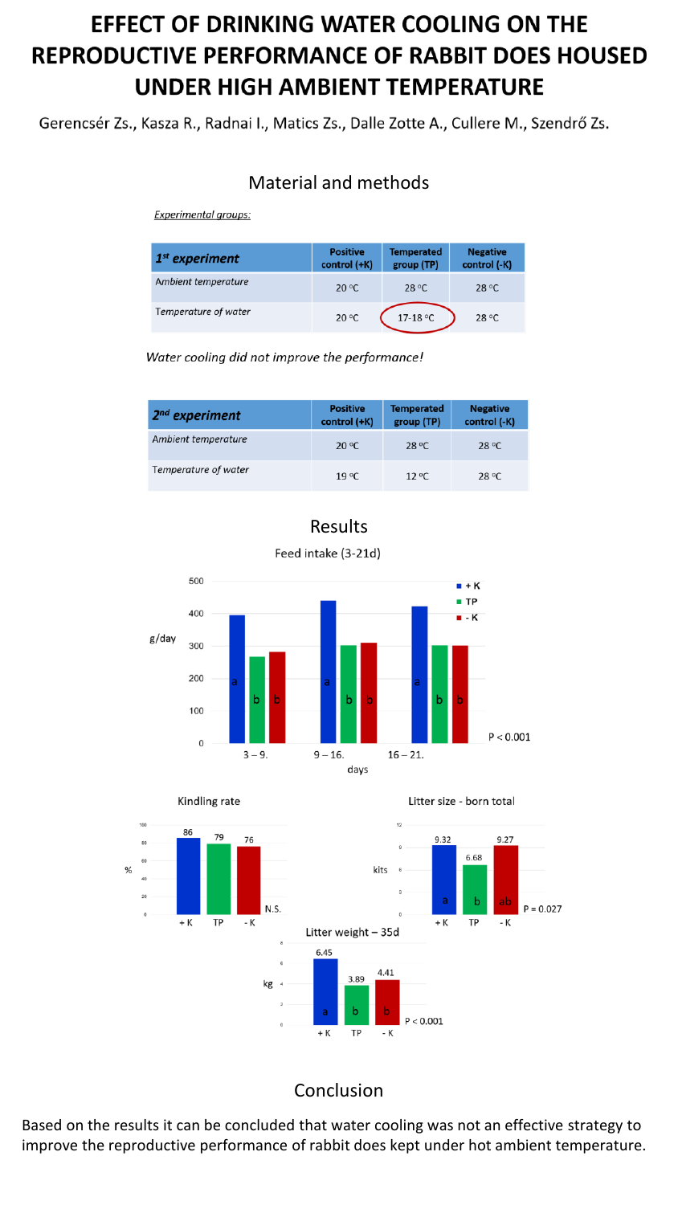# EFFECT OF DRINKING WATER COOLING ON THE REPRODUCTIVE PERFORMANCE OF RABBIT DOES HOUSED UNDER HIGH AMBIENT TEMPERATURE

Gerencsér Zs., Kasza R., Radnai I., Matics Zs., Dalle Zotte A., Cullere M., Szendrő Zs.

## Material and methods

*Experimental groups:*

| *1st experiment* | Positive control (+K) | Tempered group (TP) | Negative control (-K) |
|---|---|---|---|
| *Ambient temperature* | 20 °C | 28 °C | 28 °C |
| *Temperature of water* | 20 °C | 17-18 °C | 28 °C |

*Water cooling did not improve the performance!*

| *2nd experiment* | Positive control (+K) | Tempered group (TP) | Negative control (-K) |
|---|---|---|---|
| *Ambient temperature* | 20 °C | 28 °C | 28 °C |
| *Temperature of water* | 19 °C | 12 °C | 28 °C |

## Results

Feed intake (3-21d)

g/day

+K TP -K

a b b a b b a b b

3 – 9. 9 – 16. 16 – 21.

days

P < 0.001

Kindling rate

%

86 79 76

+K TP -K

N.S.

Litter size - born total

kits

9.32 6.68 9.27

a b ab

+K TP -K

P = 0.027

Litter weight – 35d

kg

6.45 3.89 4.41

a b b

+K TP -K

P < 0.001

## Conclusion

Based on the results it can be concluded that water cooling was not an effective strategy to improve the reproductive performance of rabbit does kept under hot ambient temperature.